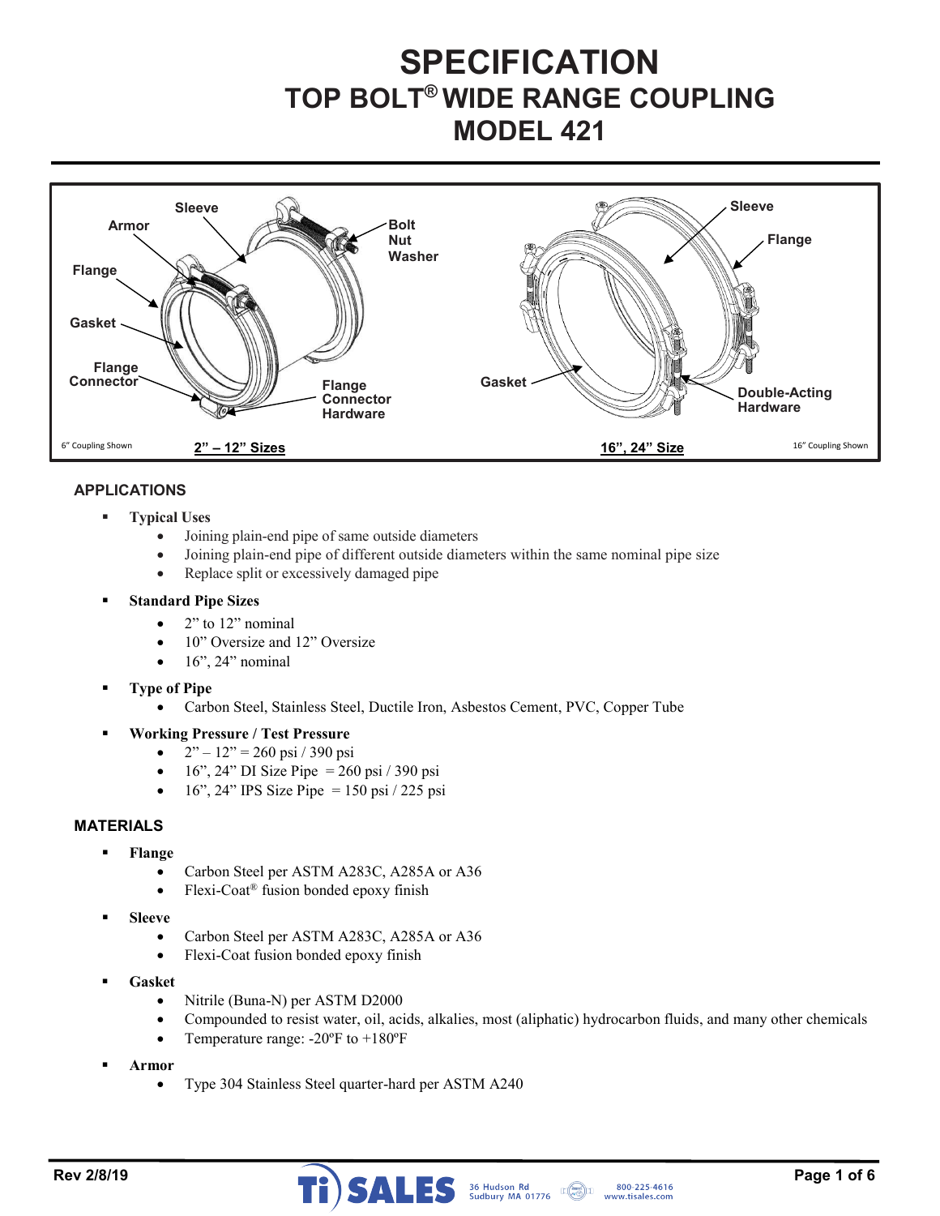# SPECIFICATION
## TOP BOLT® WIDE RANGE COUPLING
## MODEL 421

Sleeve, Armor, Flange, Gasket, Flange Connector, Bolt Nut Washer, Flange Connector Hardware

6" Coupling Shown — **2" – 12" Sizes**

Sleeve, Flange, Gasket, Double-Acting Hardware

**16", 24" Size** — 16" Coupling Shown

### APPLICATIONS

- **Typical Uses**
  - Joining plain-end pipe of same outside diameters
  - Joining plain-end pipe of different outside diameters within the same nominal pipe size
  - Replace split or excessively damaged pipe
- **Standard Pipe Sizes**
  - 2" to 12" nominal
  - 10" Oversize and 12" Oversize
  - 16", 24" nominal
- **Type of Pipe**
  - Carbon Steel, Stainless Steel, Ductile Iron, Asbestos Cement, PVC, Copper Tube
- **Working Pressure / Test Pressure**
  - 2" – 12" = 260 psi / 390 psi
  - 16", 24" DI Size Pipe = 260 psi / 390 psi
  - 16", 24" IPS Size Pipe = 150 psi / 225 psi

### MATERIALS

- **Flange**
  - Carbon Steel per ASTM A283C, A285A or A36
  - Flexi-Coat® fusion bonded epoxy finish
- **Sleeve**
  - Carbon Steel per ASTM A283C, A285A or A36
  - Flexi-Coat fusion bonded epoxy finish
- **Gasket**
  - Nitrile (Buna-N) per ASTM D2000
  - Compounded to resist water, oil, acids, alkalies, most (aliphatic) hydrocarbon fluids, and many other chemicals
  - Temperature range: -20ºF to +180ºF
- **Armor**
  - Type 304 Stainless Steel quarter-hard per ASTM A240

Rev 2/8/19

Ti SALES 36 Hudson Rd Sudbury MA 01776 800-225-4616 www.tisales.com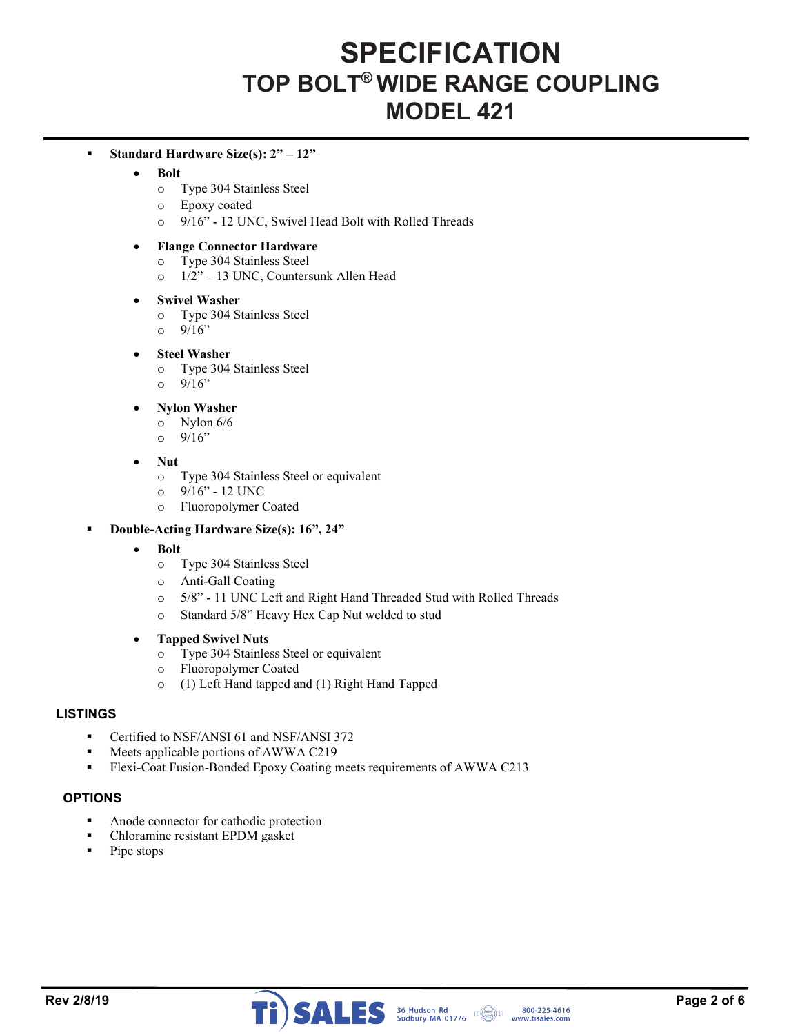# SPECIFICATION
## TOP BOLT® WIDE RANGE COUPLING
## MODEL 421

- **Standard Hardware Size(s): 2" – 12"**
  - **Bolt**
    - Type 304 Stainless Steel
    - Epoxy coated
    - 9/16" - 12 UNC, Swivel Head Bolt with Rolled Threads
  - **Flange Connector Hardware**
    - Type 304 Stainless Steel
    - 1/2" – 13 UNC, Countersunk Allen Head
  - **Swivel Washer**
    - Type 304 Stainless Steel
    - 9/16"
  - **Steel Washer**
    - Type 304 Stainless Steel
    - 9/16"
  - **Nylon Washer**
    - Nylon 6/6
    - 9/16"
  - **Nut**
    - Type 304 Stainless Steel or equivalent
    - 9/16" - 12 UNC
    - Fluoropolymer Coated
- **Double-Acting Hardware Size(s): 16", 24"**
  - **Bolt**
    - Type 304 Stainless Steel
    - Anti-Gall Coating
    - 5/8" - 11 UNC Left and Right Hand Threaded Stud with Rolled Threads
    - Standard 5/8" Heavy Hex Cap Nut welded to stud
  - **Tapped Swivel Nuts**
    - Type 304 Stainless Steel or equivalent
    - Fluoropolymer Coated
    - (1) Left Hand tapped and (1) Right Hand Tapped

### LISTINGS

- Certified to NSF/ANSI 61 and NSF/ANSI 372
- Meets applicable portions of AWWA C219
- Flexi-Coat Fusion-Bonded Epoxy Coating meets requirements of AWWA C213

### OPTIONS

- Anode connector for cathodic protection
- Chloramine resistant EPDM gasket
- Pipe stops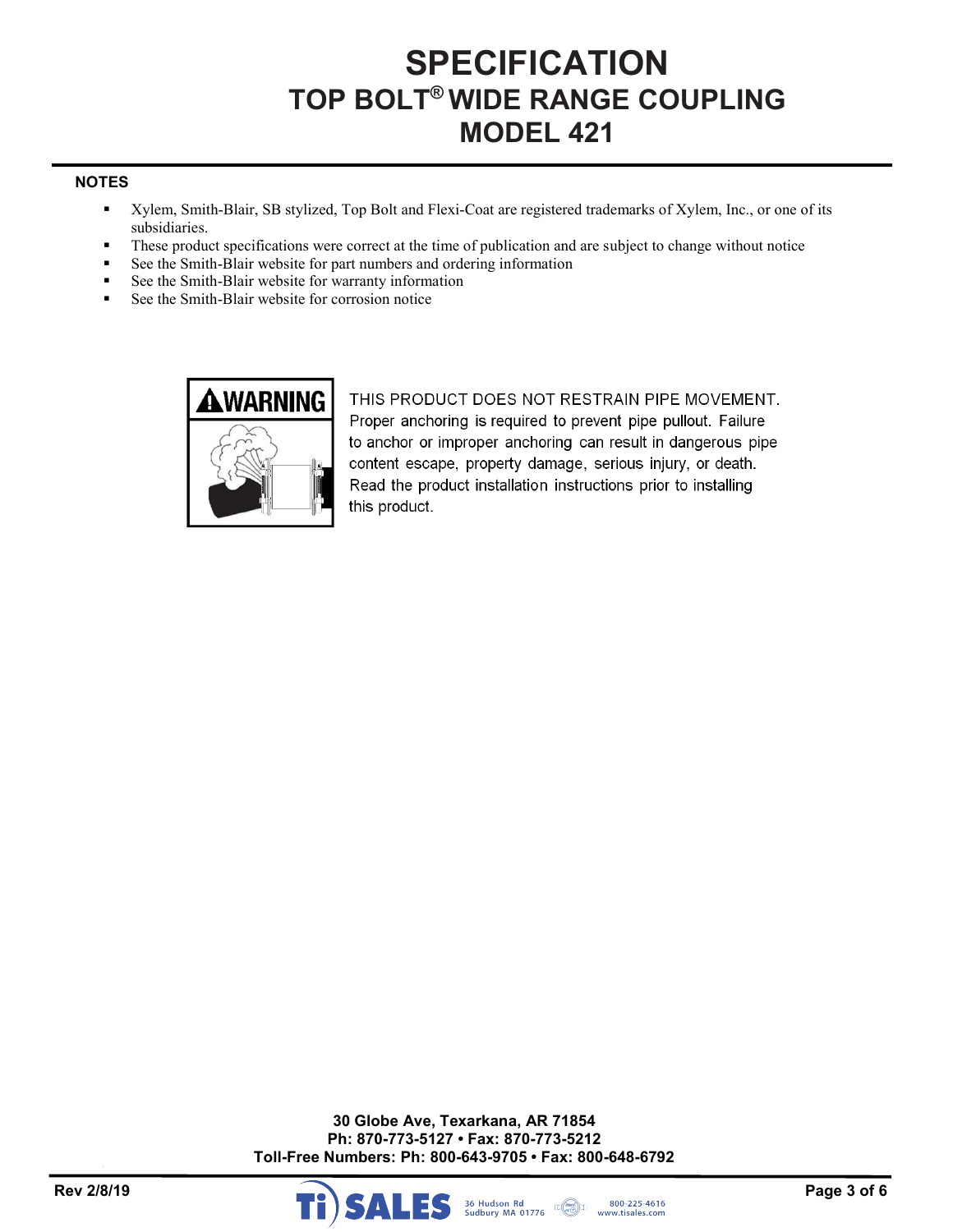# SPECIFICATION
## TOP BOLT® WIDE RANGE COUPLING
## MODEL 421

### NOTES

- Xylem, Smith-Blair, SB stylized, Top Bolt and Flexi-Coat are registered trademarks of Xylem, Inc., or one of its subsidiaries.
- These product specifications were correct at the time of publication and are subject to change without notice
- See the Smith-Blair website for part numbers and ordering information
- See the Smith-Blair website for warranty information
- See the Smith-Blair website for corrosion notice

**⚠WARNING**

THIS PRODUCT DOES NOT RESTRAIN PIPE MOVEMENT. Proper anchoring is required to prevent pipe pullout. Failure to anchor or improper anchoring can result in dangerous pipe content escape, property damage, serious injury, or death. Read the product installation instructions prior to installing this product.

**30 Globe Ave, Texarkana, AR 71854**
**Ph: 870-773-5127 • Fax: 870-773-5212**
**Toll-Free Numbers: Ph: 800-643-9705 • Fax: 800-648-6792**

**Rev 2/8/19**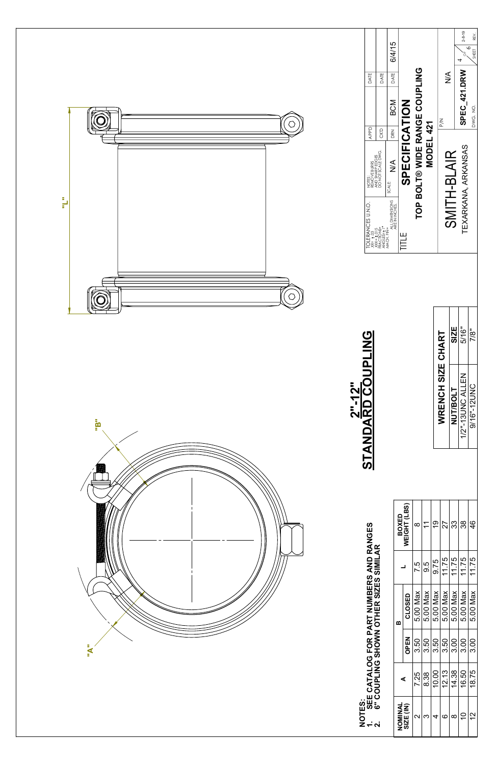"A"

"B"

"L"

# 2"-12" STANDARD COUPLING

NOTES:
1. SEE CATALOG FOR PART NUMBERS AND RANGES
2. 6" COUPLING SHOWN OTHER SIZES SIMILAR

| NOMINAL SIZE (IN) | A | B | | L | BOXED WEIGHT (LBS) |
|---|---|---|---|---|---|
| | | OPEN | CLOSED | | |
| 2 | 7.25 | 3.50 | 5.00 Max | 7.5 | 8 |
| 3 | 8.38 | 3.50 | 5.00 Max | 9.5 | 11 |
| 4 | 10.00 | 3.50 | 5.00 Max | 9.75 | 19 |
| 6 | 12.13 | 3.50 | 5.00 Max | 11.75 | 27 |
| 8 | 14.38 | 3.00 | 5.00 Max | 11.75 | 33 |
| 10 | 16.50 | 3.00 | 5.00 Max | 11.75 | 38 |
| 12 | 18.75 | 3.00 | 5.00 Max | 11.75 | 46 |

| WRENCH SIZE CHART | |
|---|---|
| NUT/BOLT | SIZE |
| 1/2"-13UNC ALLEN | 5/16" |
| 9/16"-12UNC | 7/8" |

TOLERANCES U.N.O.
.XX= ± .03
.XXX= ± .015
FRACTIONS= ± 1/16"
ANGLES= ± 1°
MACH. FIN=

ALL DIMENSIONS ARE IN INCHES.

NOTES:
REMOVE BURRS AND SHARP EDGES
DO NOT SCALE DWG.

SCALE: N/A

APP'D: | DATE:
CK'D: | DATE:
DRN: BCM | DATE: 6/4/15

TITLE
**SPECIFICATION**
**TOP BOLT® WIDE RANGE COUPLING MODEL 421**

SMITH-BLAIR
TEXARKANA, ARKANSAS

P/N: N/A

DWG. NO.: SPEC_421.DRW

SHEET: 4 OF 6

REV.: 2-8-19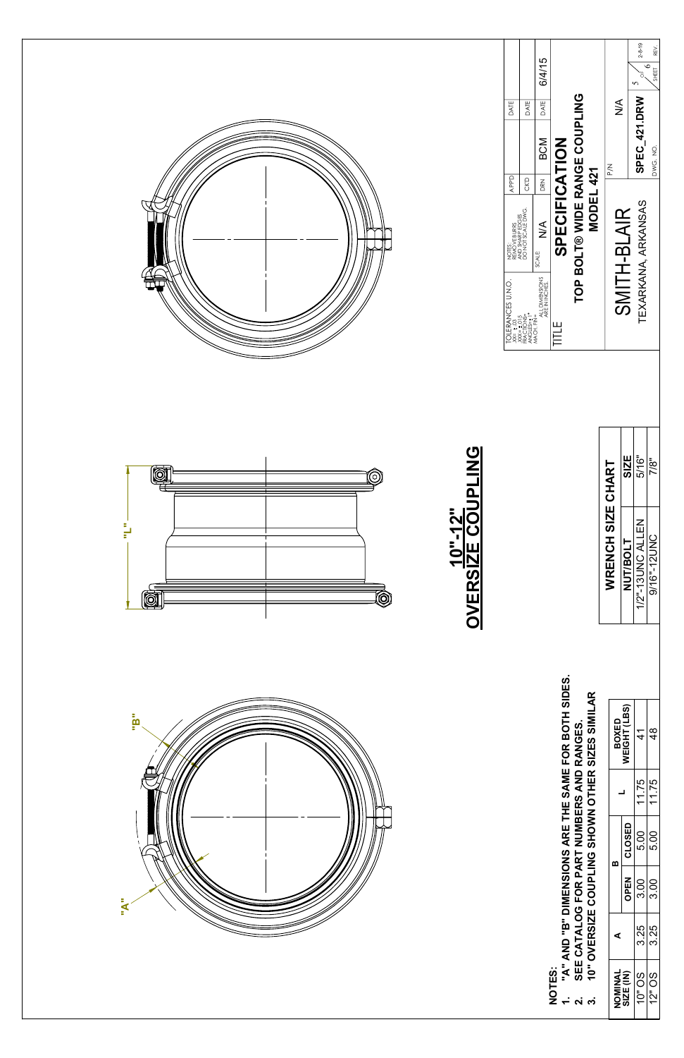## 10"-12" OVERSIZE COUPLING

"A" "B" "L"

**NOTES:**

1. **"A" AND "B" DIMENSIONS ARE THE SAME FOR BOTH SIDES.**
2. **SEE CATALOG FOR PART NUMBERS AND RANGES.**
3. **10" OVERSIZE COUPLING SHOWN OTHER SIZES SIMILAR**

| NOMINAL SIZE (IN) | A | B | | L | BOXED WEIGHT (LBS) |
|---|---|---|---|---|---|
| | | OPEN | CLOSED | | |
| 10" OS | 3.25 | 3.00 | 5.00 | 11.75 | 41 |
| 12" OS | 3.25 | 3.00 | 5.00 | 11.75 | 48 |

| WRENCH SIZE CHART | |
|---|---|
| NUT/BOLT | SIZE |
| 1/2"-13UNC ALLEN | 5/16" |
| 9/16"-12UNC | 7/8" |

TOLERANCES U.N.O.
.XX= ± .03
.XXX= ± .015
FRACTIONS= ±
ANGLES= ± 1°
MACH. FIN= ✓
ALL DIMENSIONS ARE IN INCHES.

NOTES:
REMOVE BURRS AND SHARP EDGES
DO NOT SCALE DWG.

SCALE: N/A

| APP'D | | DATE | |
|---|---|---|---|
| CK'D | | DATE | |
| DRN | BCM | DATE | 6/4/15 |

TITLE

**SPECIFICATION**
**TOP BOLT® WIDE RANGE COUPLING**
**MODEL 421**

SMITH-BLAIR
TEXARKANA, ARKANSAS

P/N: N/A

DWG. NO.: **SPEC_421.DRW**

SHEET 5 OF 6

REV. 2-8-19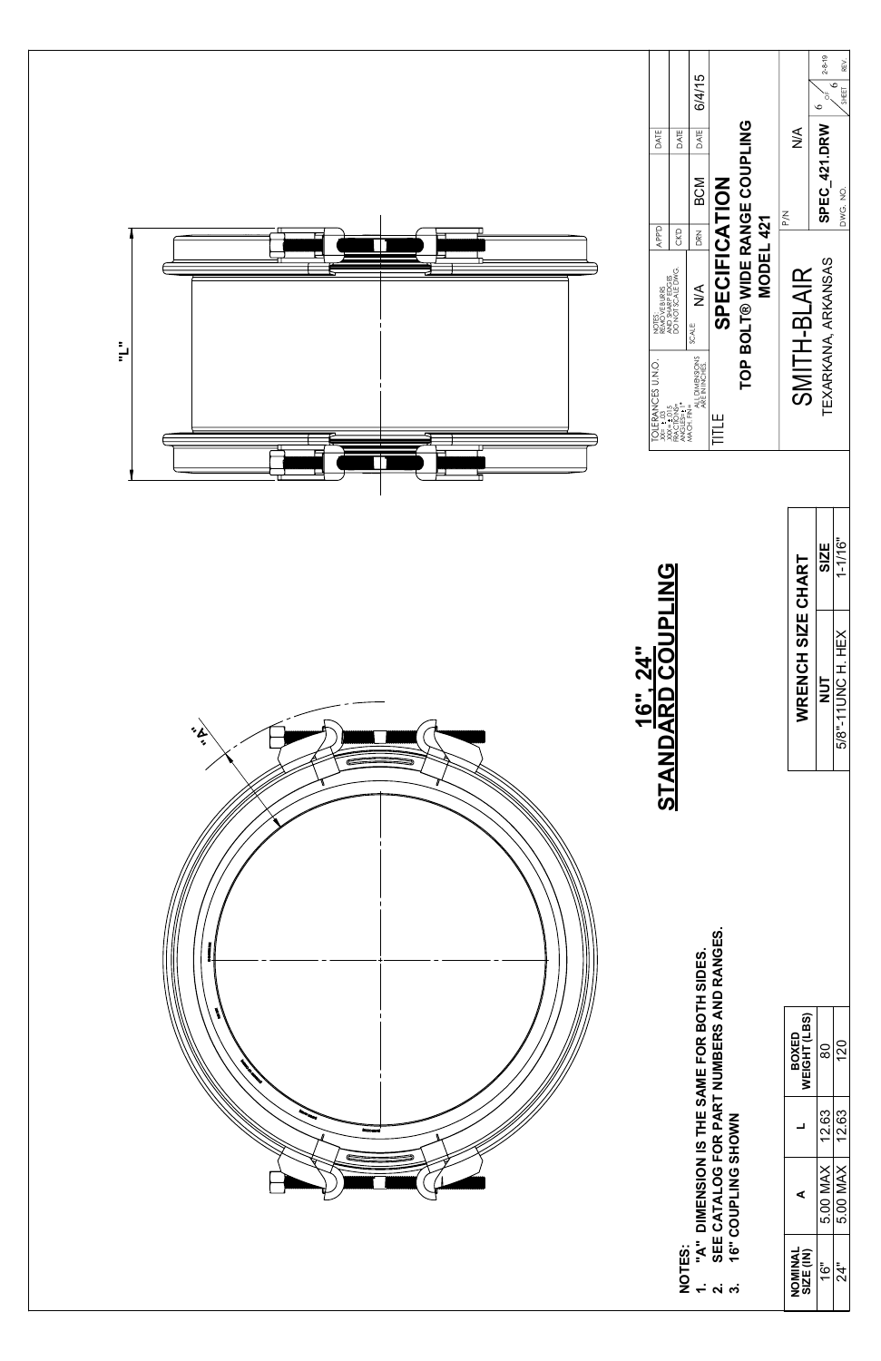## 16" - 24" STANDARD COUPLING

"A"

"L"

NOTES:
1. "A" DIMENSION IS THE SAME FOR BOTH SIDES.
2. SEE CATALOG FOR PART NUMBERS AND RANGES.
3. 16" COUPLING SHOWN

| NOMINAL SIZE (IN) | A | L | BOXED WEIGHT (LBS) |
|---|---|---|---|
| 16" | 5.00 MAX | 12.63 | 80 |
| 24" | 5.00 MAX | 12.63 | 120 |

| WRENCH SIZE CHART | |
|---|---|
| NUT | SIZE |
| 5/8"-11UNC H. HEX | 1-1/16" |

TOLERANCES U.N.O.
.XX= ±.03
.XXX= ±.015
FRACTIONS= ±
ANGLES= ±1°
MACH. FIN=
ALL DIMENSIONS ARE IN INCHES.

NOTES:
REMOVE BURRS AND SHARP EDGES
DO NOT SCALE DWG.

SCALE: N/A

APP'D | DATE
CK'D | DATE
DRN BCM | DATE 6/4/15

TITLE

**SPECIFICATION**
**TOP BOLT® WIDE RANGE COUPLING**
**MODEL 421**

SMITH-BLAIR
TEXARKANA, ARKANSAS

P/N N/A

DWG. NO. SPEC_421.DRW

SHEET 6 OF 6

REV. 2-8-19